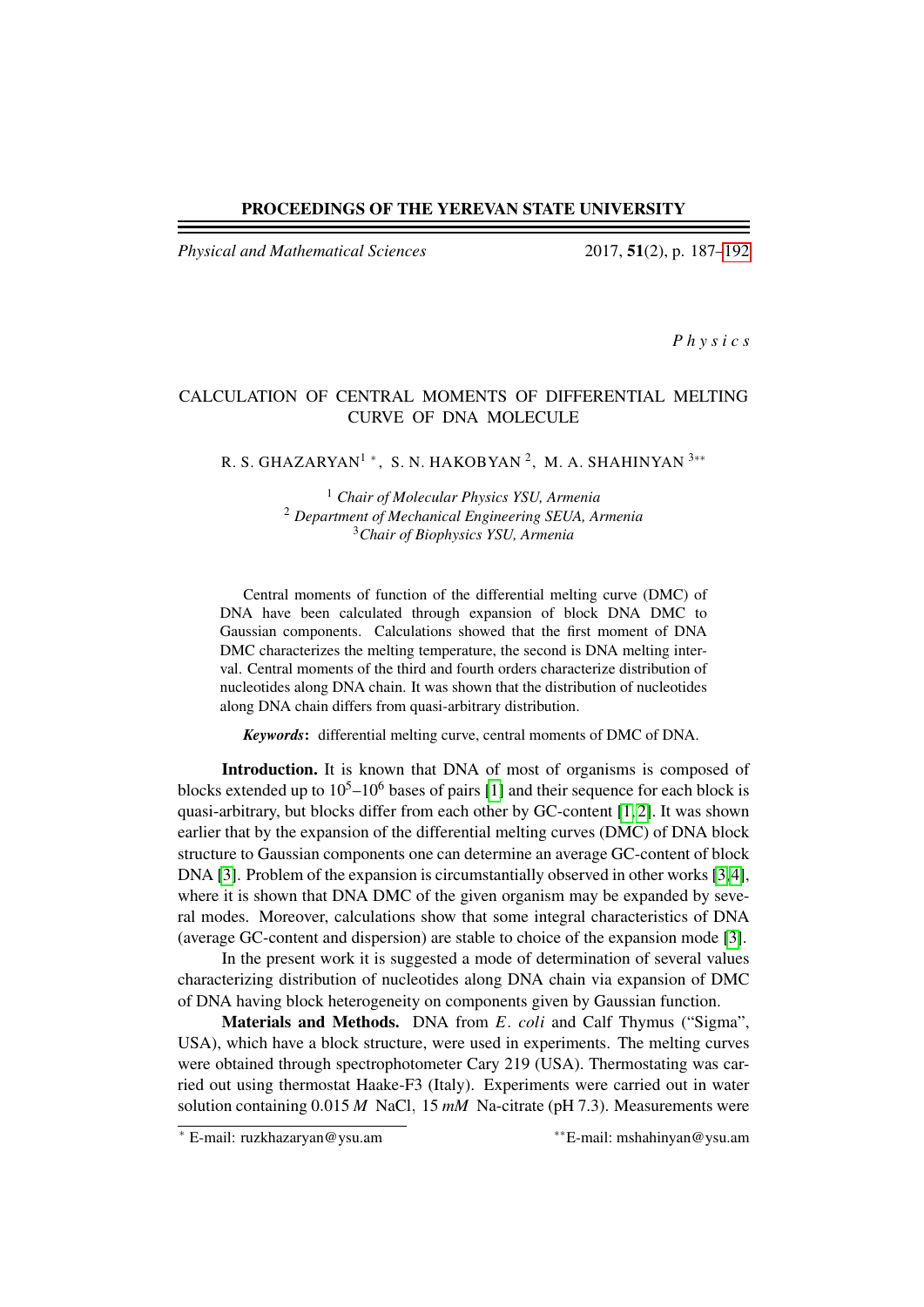PROCEEDINGS OF THE YEREVAN STATE UNIVERSITY

*Physical and Mathematical Sciences* 2017, **51**(2), p. 187–192

*Physics*

# CALCULATION OF CENTRAL MOMENTS OF DIFFERENTIAL MELTING CURVE OF DNA MOLECULE

R. S. GHAZARYAN[1] *, S. N. HAKOBYAN [2], M. A. SHAHINYAN [3]**

[1] *Chair of Molecular Physics YSU, Armenia*
[2] *Department of Mechanical Engineering SEUA, Armenia*
[3] *Chair of Biophysics YSU, Armenia*

Central moments of function of the differential melting curve (DMC) of DNA have been calculated through expansion of block DNA DMC to Gaussian components. Calculations showed that the first moment of DNA DMC characterizes the melting temperature, the second is DNA melting interval. Central moments of the third and fourth orders characterize distribution of nucleotides along DNA chain. It was shown that the distribution of nucleotides along DNA chain differs from quasi-arbitrary distribution.

***Keywords*:** differential melting curve, central moments of DMC of DNA.

**Introduction.** It is known that DNA of most of organisms is composed of blocks extended up to $10^5$–$10^6$ bases of pairs [1] and their sequence for each block is quasi-arbitrary, but blocks differ from each other by GC-content [1, 2]. It was shown earlier that by the expansion of the differential melting curves (DMC) of DNA block structure to Gaussian components one can determine an average GC-content of block DNA [3]. Problem of the expansion is circumstantially observed in other works [3, 4], where it is shown that DNA DMC of the given organism may be expanded by several modes. Moreover, calculations show that some integral characteristics of DNA (average GC-content and dispersion) are stable to choice of the expansion mode [3].

In the present work it is suggested a mode of determination of several values characterizing distribution of nucleotides along DNA chain via expansion of DMC of DNA having block heterogeneity on components given by Gaussian function.

**Materials and Methods.** DNA from *E. coli* and Calf Thymus ("Sigma", USA), which have a block structure, were used in experiments. The melting curves were obtained through spectrophotometer Cary 219 (USA). Thermostating was carried out using thermostat Haake-F3 (Italy). Experiments were carried out in water solution containing 0.015 *M* NaCl, 15 *mM* Na-citrate (pH 7.3). Measurements were

---

* E-mail: ruzkhazaryan@ysu.am
** E-mail: mshahinyan@ysu.am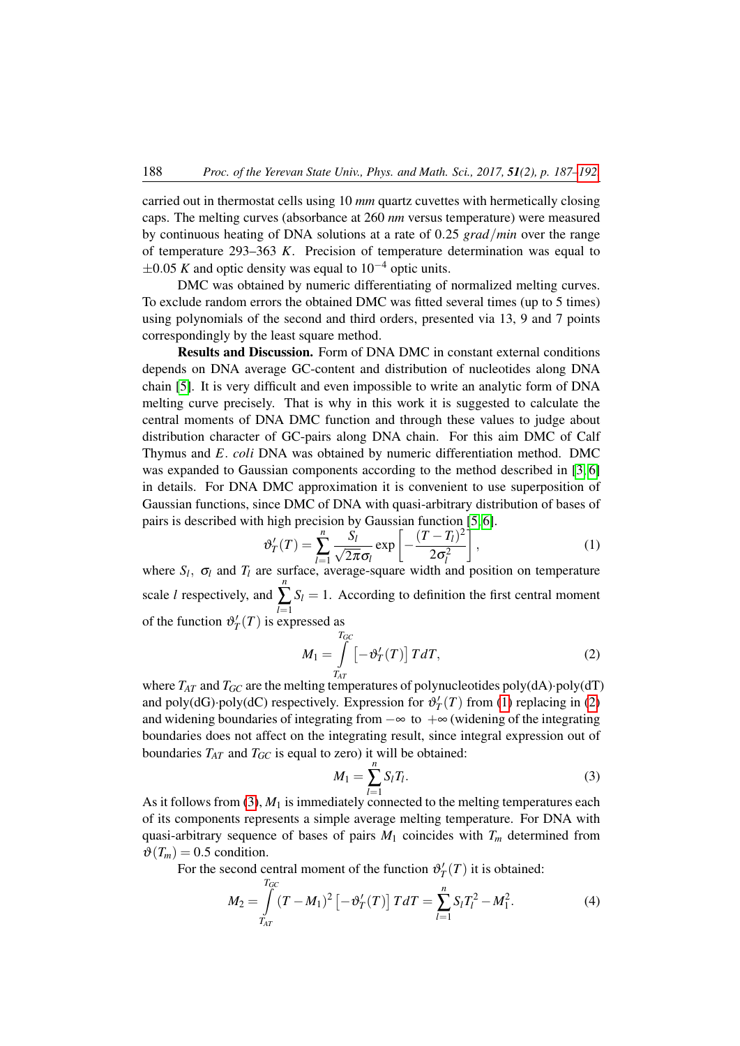carried out in thermostat cells using 10 *mm* quartz cuvettes with hermetically closing caps. The melting curves (absorbance at 260 *nm* versus temperature) were measured by continuous heating of DNA solutions at a rate of 0.25 *grad*/*min* over the range of temperature 293–363 *K*. Precision of temperature determination was equal to $\pm 0.05$ *K* and optic density was equal to $10^{-4}$ optic units.

DMC was obtained by numeric differentiating of normalized melting curves. To exclude random errors the obtained DMC was fitted several times (up to 5 times) using polynomials of the second and third orders, presented via 13, 9 and 7 points correspondingly by the least square method.

**Results and Discussion.** Form of DNA DMC in constant external conditions depends on DNA average GC-content and distribution of nucleotides along DNA chain [5]. It is very difficult and even impossible to write an analytic form of DNA melting curve precisely. That is why in this work it is suggested to calculate the central moments of DNA DMC function and through these values to judge about distribution character of GC-pairs along DNA chain. For this aim DMC of Calf Thymus and *E. coli* DNA was obtained by numeric differentiation method. DMC was expanded to Gaussian components according to the method described in [3,6] in details. For DNA DMC approximation it is convenient to use superposition of Gaussian functions, since DMC of DNA with quasi-arbitrary distribution of bases of pairs is described with high precision by Gaussian function [5,6].

$$\vartheta'_T(T) = \sum_{l=1}^{n} \frac{S_l}{\sqrt{2\pi}\sigma_l} \exp\left[-\frac{(T-T_l)^2}{2\sigma_l^2}\right], \tag{1}$$

where $S_l$, $\sigma_l$ and $T_l$ are surface, average-square width and position on temperature scale $l$ respectively, and $\sum_{l=1}^{n} S_l = 1$. According to definition the first central moment of the function $\vartheta'_T(T)$ is expressed as

$$M_1 = \int_{T_{AT}}^{T_{GC}} \left[-\vartheta'_T(T)\right] T dT, \tag{2}$$

where $T_{AT}$ and $T_{GC}$ are the melting temperatures of polynucleotides poly(dA)·poly(dT) and poly(dG)·poly(dC) respectively. Expression for $\vartheta'_T(T)$ from (1) replacing in (2) and widening boundaries of integrating from $-\infty$ to $+\infty$ (widening of the integrating boundaries does not affect on the integrating result, since integral expression out of boundaries $T_{AT}$ and $T_{GC}$ is equal to zero) it will be obtained:

$$M_1 = \sum_{l=1}^{n} S_l T_l. \tag{3}$$

As it follows from (3), $M_1$ is immediately connected to the melting temperatures each of its components represents a simple average melting temperature. For DNA with quasi-arbitrary sequence of bases of pairs $M_1$ coincides with $T_m$ determined from $\vartheta(T_m) = 0.5$ condition.

For the second central moment of the function $\vartheta'_T(T)$ it is obtained:

$$M_2 = \int_{T_{AT}}^{T_{GC}} (T - M_1)^2 \left[-\vartheta'_T(T)\right] T dT = \sum_{l=1}^{n} S_l T_l^2 - M_1^2. \tag{4}$$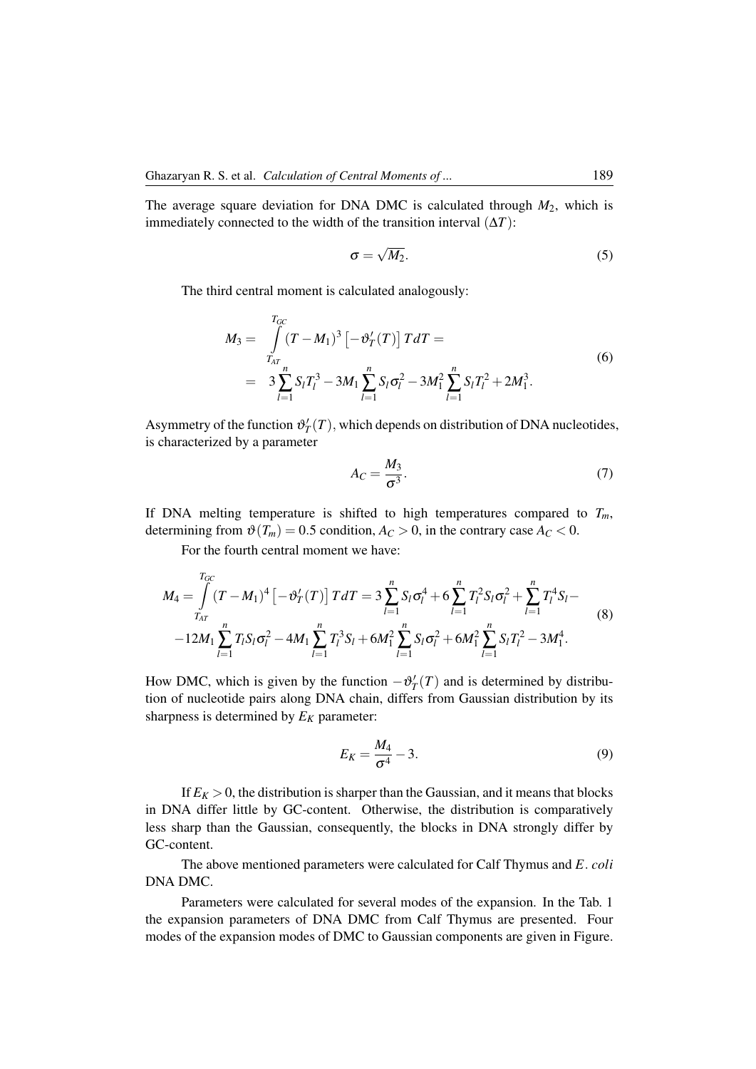The average square deviation for DNA DMC is calculated through $M_2$, which is immediately connected to the width of the transition interval $(\Delta T)$:

$$
\sigma = \sqrt{M_2}. \tag{5}
$$

The third central moment is calculated analogously:

$$
\begin{aligned}
M_3 = & \int\limits_{T_{AT}}^{T_{GC}} (T - M_1)^3 \left[ -\vartheta_T'(T) \right] T dT = \\
= & \; 3 \sum_{l=1}^{n} S_l T_l^3 - 3M_1 \sum_{l=1}^{n} S_l \sigma_l^2 - 3M_1^2 \sum_{l=1}^{n} S_l T_l^2 + 2M_1^3.
\end{aligned} \tag{6}
$$

Asymmetry of the function $\vartheta_T'(T)$, which depends on distribution of DNA nucleotides, is characterized by a parameter

$$
A_C = \frac{M_3}{\sigma^3}. \tag{7}
$$

If DNA melting temperature is shifted to high temperatures compared to $T_m$, determining from $\vartheta(T_m) = 0.5$ condition, $A_C > 0$, in the contrary case $A_C < 0$.

For the fourth central moment we have:

$$
\begin{aligned}
M_4 = \int\limits_{T_{AT}}^{T_{GC}} (T - M_1)^4 \left[ -\vartheta_T'(T) \right] T dT = 3 \sum_{l=1}^{n} S_l \sigma_l^4 + 6 \sum_{l=1}^{n} T_l^2 S_l \sigma_l^2 + \sum_{l=1}^{n} T_l^4 S_l - \\
-12M_1 \sum_{l=1}^{n} T_l S_l \sigma_l^2 - 4M_1 \sum_{l=1}^{n} T_l^3 S_l + 6M_1^2 \sum_{l=1}^{n} S_l \sigma_l^2 + 6M_1^2 \sum_{l=1}^{n} S_l T_l^2 - 3M_1^4.
\end{aligned} \tag{8}
$$

How DMC, which is given by the function $-\vartheta_T'(T)$ and is determined by distribution of nucleotide pairs along DNA chain, differs from Gaussian distribution by its sharpness is determined by $E_K$ parameter:

$$
E_K = \frac{M_4}{\sigma^4} - 3. \tag{9}
$$

If $E_K > 0$, the distribution is sharper than the Gaussian, and it means that blocks in DNA differ little by GC-content. Otherwise, the distribution is comparatively less sharp than the Gaussian, consequently, the blocks in DNA strongly differ by GC-content.

The above mentioned parameters were calculated for Calf Thymus and *E. coli* DNA DMC.

Parameters were calculated for several modes of the expansion. In the Tab. 1 the expansion parameters of DNA DMC from Calf Thymus are presented. Four modes of the expansion modes of DMC to Gaussian components are given in Figure.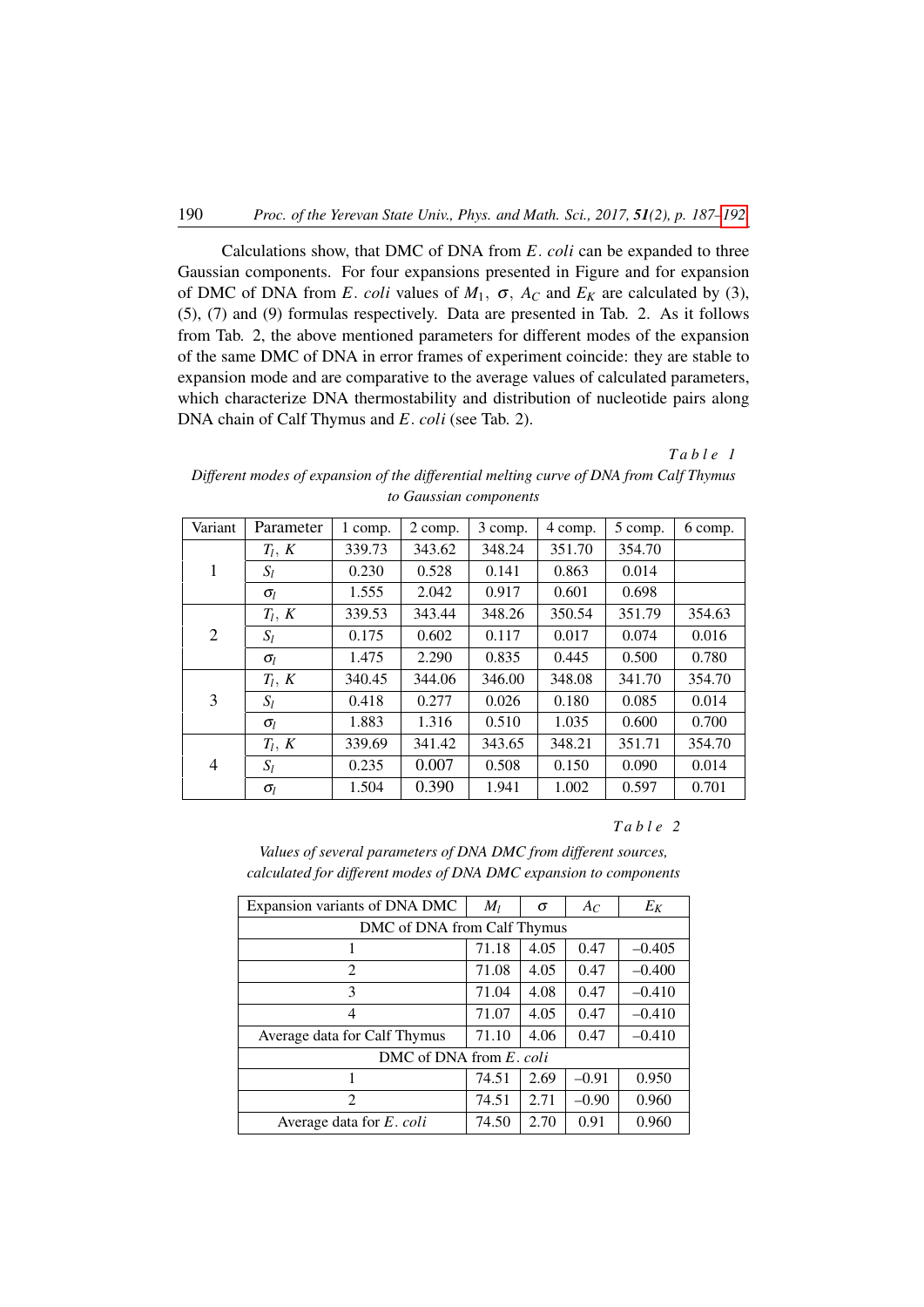Calculations show, that DMC of DNA from *E. coli* can be expanded to three Gaussian components. For four expansions presented in Figure and for expansion of DMC of DNA from *E. coli* values of $M_1$, $\sigma$, $A_C$ and $E_K$ are calculated by (3), (5), (7) and (9) formulas respectively. Data are presented in Tab. 2. As it follows from Tab. 2, the above mentioned parameters for different modes of the expansion of the same DMC of DNA in error frames of experiment coincide: they are stable to expansion mode and are comparative to the average values of calculated parameters, which characterize DNA thermostability and distribution of nucleotide pairs along DNA chain of Calf Thymus and *E. coli* (see Tab. 2).

*Table 1*

*Different modes of expansion of the differential melting curve of DNA from Calf Thymus to Gaussian components*

| Variant | Parameter | 1 comp. | 2 comp. | 3 comp. | 4 comp. | 5 comp. | 6 comp. |
|---|---|---|---|---|---|---|---|
| 1 | $T_l$, $K$ | 339.73 | 343.62 | 348.24 | 351.70 | 354.70 | |
| | $S_l$ | 0.230 | 0.528 | 0.141 | 0.863 | 0.014 | |
| | $\sigma_l$ | 1.555 | 2.042 | 0.917 | 0.601 | 0.698 | |
| 2 | $T_l$, $K$ | 339.53 | 343.44 | 348.26 | 350.54 | 351.79 | 354.63 |
| | $S_l$ | 0.175 | 0.602 | 0.117 | 0.017 | 0.074 | 0.016 |
| | $\sigma_l$ | 1.475 | 2.290 | 0.835 | 0.445 | 0.500 | 0.780 |
| 3 | $T_l$, $K$ | 340.45 | 344.06 | 346.00 | 348.08 | 341.70 | 354.70 |
| | $S_l$ | 0.418 | 0.277 | 0.026 | 0.180 | 0.085 | 0.014 |
| | $\sigma_l$ | 1.883 | 1.316 | 0.510 | 1.035 | 0.600 | 0.700 |
| 4 | $T_l$, $K$ | 339.69 | 341.42 | 343.65 | 348.21 | 351.71 | 354.70 |
| | $S_l$ | 0.235 | 0.007 | 0.508 | 0.150 | 0.090 | 0.014 |
| | $\sigma_l$ | 1.504 | 0.390 | 1.941 | 1.002 | 0.597 | 0.701 |

*Table 2*

*Values of several parameters of DNA DMC from different sources, calculated for different modes of DNA DMC expansion to components*

| Expansion variants of DNA DMC | $M_l$ | $\sigma$ | $A_C$ | $E_K$ |
|---|---|---|---|---|
| DMC of DNA from Calf Thymus | | | | |
| 1 | 71.18 | 4.05 | 0.47 | –0.405 |
| 2 | 71.08 | 4.05 | 0.47 | –0.400 |
| 3 | 71.04 | 4.08 | 0.47 | –0.410 |
| 4 | 71.07 | 4.05 | 0.47 | –0.410 |
| Average data for Calf Thymus | 71.10 | 4.06 | 0.47 | –0.410 |
| DMC of DNA from *E. coli* | | | | |
| 1 | 74.51 | 2.69 | –0.91 | 0.950 |
| 2 | 74.51 | 2.71 | –0.90 | 0.960 |
| Average data for *E. coli* | 74.50 | 2.70 | 0.91 | 0.960 |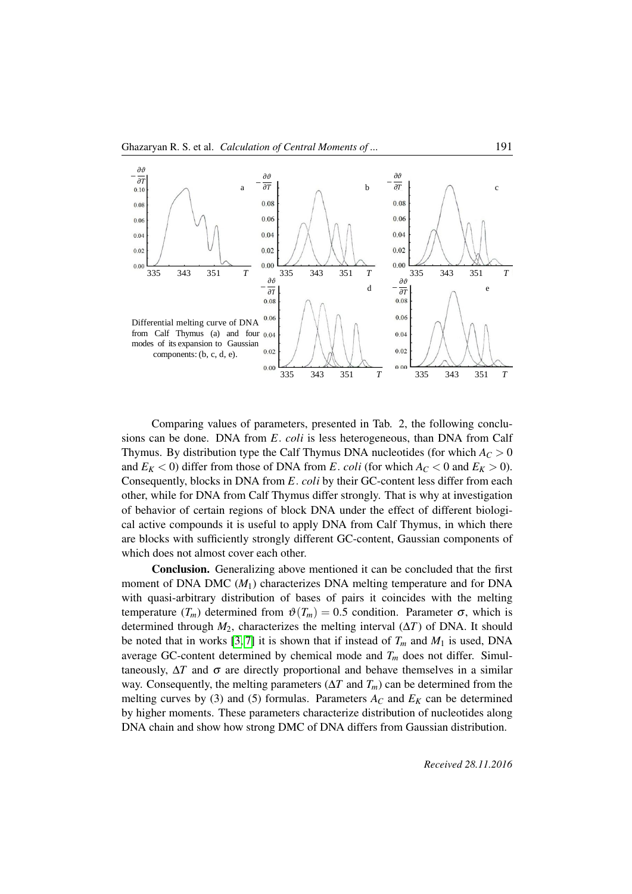Differential melting curve of DNA from Calf Thymus (a) and four modes of its expansion to Gaussian components: (b, c, d, e).

Comparing values of parameters, presented in Tab. 2, the following conclusions can be done. DNA from *E. coli* is less heterogeneous, than DNA from Calf Thymus. By distribution type the Calf Thymus DNA nucleotides (for which $A_C > 0$ and $E_K < 0$) differ from those of DNA from *E. coli* (for which $A_C < 0$ and $E_K > 0$). Consequently, blocks in DNA from *E. coli* by their GC-content less differ from each other, while for DNA from Calf Thymus differ strongly. That is why at investigation of behavior of certain regions of block DNA under the effect of different biological active compounds it is useful to apply DNA from Calf Thymus, in which there are blocks with sufficiently strongly different GC-content, Gaussian components of which does not almost cover each other.

**Conclusion.** Generalizing above mentioned it can be concluded that the first moment of DNA DMC ($M_1$) characterizes DNA melting temperature and for DNA with quasi-arbitrary distribution of bases of pairs it coincides with the melting temperature ($T_m$) determined from $\vartheta(T_m) = 0.5$ condition. Parameter $\sigma$, which is determined through $M_2$, characterizes the melting interval ($\Delta T$) of DNA. It should be noted that in works [3, 7] it is shown that if instead of $T_m$ and $M_1$ is used, DNA average GC-content determined by chemical mode and $T_m$ does not differ. Simultaneously, $\Delta T$ and $\sigma$ are directly proportional and behave themselves in a similar way. Consequently, the melting parameters ($\Delta T$ and $T_m$) can be determined from the melting curves by (3) and (5) formulas. Parameters $A_C$ and $E_K$ can be determined by higher moments. These parameters characterize distribution of nucleotides along DNA chain and show how strong DMC of DNA differs from Gaussian distribution.

*Received 28.11.2016*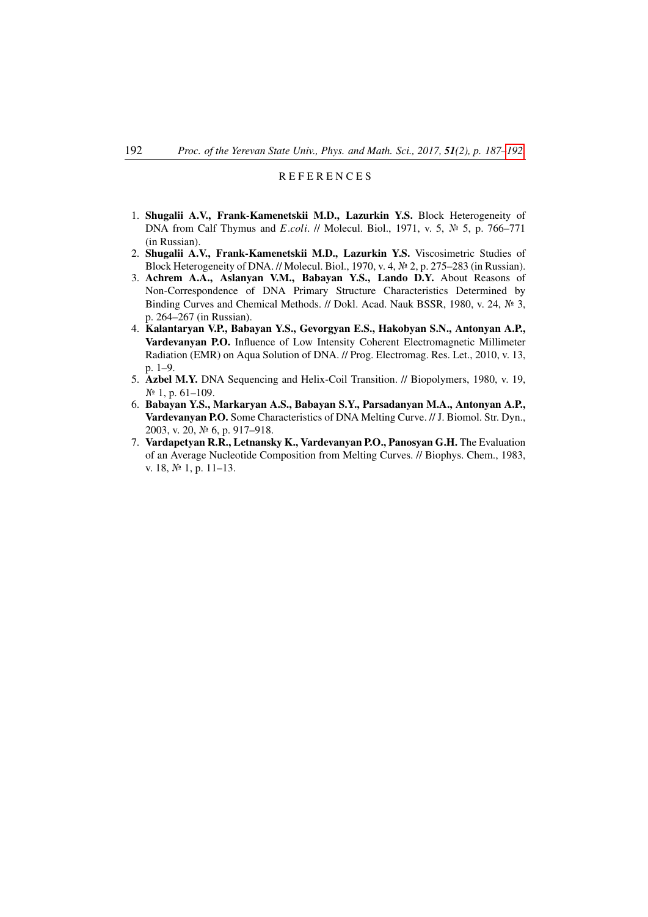## REFERENCES

1. **Shugalii A.V., Frank-Kamenetskii M.D., Lazurkin Y.S.** Block Heterogeneity of DNA from Calf Thymus and *E.coli*. // Molecul. Biol., 1971, v. 5, № 5, p. 766–771 (in Russian).
2. **Shugalii A.V., Frank-Kamenetskii M.D., Lazurkin Y.S.** Viscosimetric Studies of Block Heterogeneity of DNA. // Molecul. Biol., 1970, v. 4, № 2, p. 275–283 (in Russian).
3. **Achrem A.A., Aslanyan V.M., Babayan Y.S., Lando D.Y.** About Reasons of Non-Correspondence of DNA Primary Structure Characteristics Determined by Binding Curves and Chemical Methods. // Dokl. Acad. Nauk BSSR, 1980, v. 24, № 3, p. 264–267 (in Russian).
4. **Kalantaryan V.P., Babayan Y.S., Gevorgyan E.S., Hakobyan S.N., Antonyan A.P., Vardevanyan P.O.** Influence of Low Intensity Coherent Electromagnetic Millimeter Radiation (EMR) on Aqua Solution of DNA. // Prog. Electromag. Res. Let., 2010, v. 13, p. 1–9.
5. **Azbel M.Y.** DNA Sequencing and Helix-Coil Transition. // Biopolymers, 1980, v. 19, № 1, p. 61–109.
6. **Babayan Y.S., Markaryan A.S., Babayan S.Y., Parsadanyan M.A., Antonyan A.P., Vardevanyan P.O.** Some Characteristics of DNA Melting Curve. // J. Biomol. Str. Dyn., 2003, v. 20, № 6, p. 917–918.
7. **Vardapetyan R.R., Letnansky K., Vardevanyan P.O., Panosyan G.H.** The Evaluation of an Average Nucleotide Composition from Melting Curves. // Biophys. Chem., 1983, v. 18, № 1, p. 11–13.